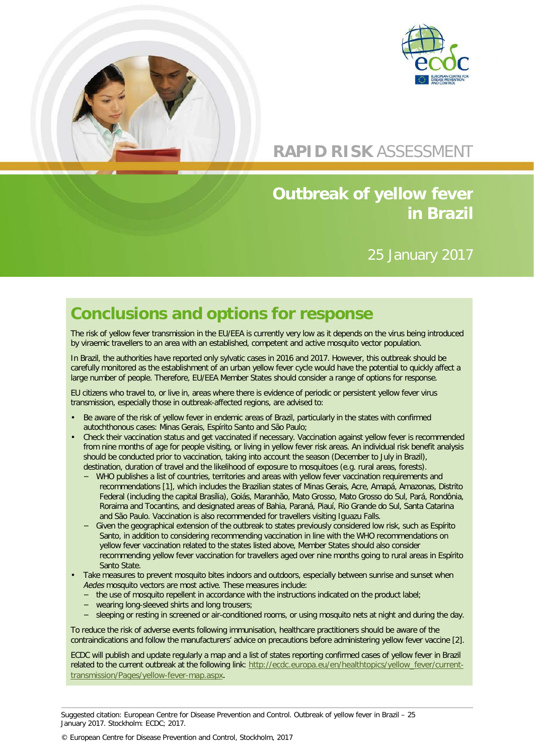# RAPID RISK ASSESSMENT

# Outbreak of yellow fever in Brazil

25 January 2017

## Conclusions and options for response

The risk of yellow fever transmission in the EU/EEA is currently very low as it depends on the virus being introduced by viraemic travellers to an area with an established, competent and active mosquito vector population.

In Brazil, the authorities have reported only sylvatic cases in 2016 and 2017. However, this outbreak should be carefully monitored as the establishment of an urban yellow fever cycle would have the potential to quickly affect a large number of people. Therefore, EU/EEA Member States should consider a range of options for response.

EU citizens who travel to, or live in, areas where there is evidence of periodic or persistent yellow fever virus transmission, especially those in outbreak-affected regions, are advised to:

- Be aware of the risk of yellow fever in endemic areas of Brazil, particularly in the states with confirmed autochthonous cases: Minas Gerais, Espírito Santo and São Paulo;
- Check their vaccination status and get vaccinated if necessary. Vaccination against yellow fever is recommended from nine months of age for people visiting, or living in yellow fever risk areas. An individual risk benefit analysis should be conducted prior to vaccination, taking into account the season (December to July in Brazil), destination, duration of travel and the likelihood of exposure to mosquitoes (e.g. rural areas, forests).
  - WHO publishes a list of countries, territories and areas with yellow fever vaccination requirements and recommendations [1], which includes the Brazilian states of Minas Gerais, Acre, Amapá, Amazonas, Distrito Federal (including the capital Brasília), Goiás, Maranhão, Mato Grosso, Mato Grosso do Sul, Pará, Rondônia, Roraima and Tocantins, and designated areas of Bahia, Paraná, Piauí, Rio Grande do Sul, Santa Catarina and São Paulo. Vaccination is also recommended for travellers visiting Iguazu Falls.
  - Given the geographical extension of the outbreak to states previously considered low risk, such as Espírito Santo, in addition to considering recommending vaccination in line with the WHO recommendations on yellow fever vaccination related to the states listed above, Member States should also consider recommending yellow fever vaccination for travellers aged over nine months going to rural areas in Espírito Santo State.
- Take measures to prevent mosquito bites indoors and outdoors, especially between sunrise and sunset when *Aedes* mosquito vectors are most active. These measures include:
  - the use of mosquito repellent in accordance with the instructions indicated on the product label;
  - wearing long-sleeved shirts and long trousers;
  - sleeping or resting in screened or air-conditioned rooms, or using mosquito nets at night and during the day.

To reduce the risk of adverse events following immunisation, healthcare practitioners should be aware of the contraindications and follow the manufacturers' advice on precautions before administering yellow fever vaccine [2].

ECDC will publish and update regularly a map and a list of states reporting confirmed cases of yellow fever in Brazil related to the current outbreak at the following link: http://ecdc.europa.eu/en/healthtopics/yellow_fever/current-transmission/Pages/yellow-fever-map.aspx.

Suggested citation: European Centre for Disease Prevention and Control. Outbreak of yellow fever in Brazil – 25 January 2017. Stockholm: ECDC; 2017.

© European Centre for Disease Prevention and Control, Stockholm, 2017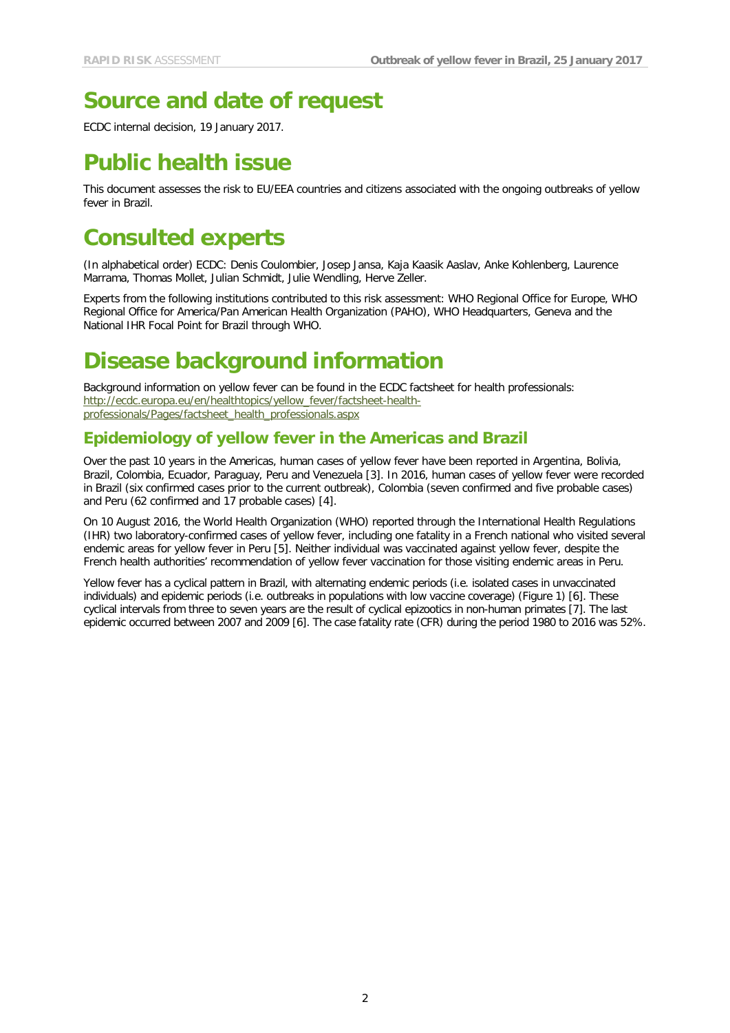# Source and date of request

ECDC internal decision, 19 January 2017.

# Public health issue

This document assesses the risk to EU/EEA countries and citizens associated with the ongoing outbreaks of yellow fever in Brazil.

# Consulted experts

(In alphabetical order) ECDC: Denis Coulombier, Josep Jansa, Kaja Kaasik Aaslav, Anke Kohlenberg, Laurence Marrama, Thomas Mollet, Julian Schmidt, Julie Wendling, Herve Zeller.

Experts from the following institutions contributed to this risk assessment: WHO Regional Office for Europe, WHO Regional Office for America/Pan American Health Organization (PAHO), WHO Headquarters, Geneva and the National IHR Focal Point for Brazil through WHO.

# Disease background information

Background information on yellow fever can be found in the ECDC factsheet for health professionals: [http://ecdc.europa.eu/en/healthtopics/yellow_fever/factsheet-health-professionals/Pages/factsheet_health_professionals.aspx](http://ecdc.europa.eu/en/healthtopics/yellow_fever/factsheet-health-professionals/Pages/factsheet_health_professionals.aspx)

## Epidemiology of yellow fever in the Americas and Brazil

Over the past 10 years in the Americas, human cases of yellow fever have been reported in Argentina, Bolivia, Brazil, Colombia, Ecuador, Paraguay, Peru and Venezuela [3]. In 2016, human cases of yellow fever were recorded in Brazil (six confirmed cases prior to the current outbreak), Colombia (seven confirmed and five probable cases) and Peru (62 confirmed and 17 probable cases) [4].

On 10 August 2016, the World Health Organization (WHO) reported through the International Health Regulations (IHR) two laboratory-confirmed cases of yellow fever, including one fatality in a French national who visited several endemic areas for yellow fever in Peru [5]. Neither individual was vaccinated against yellow fever, despite the French health authorities' recommendation of yellow fever vaccination for those visiting endemic areas in Peru.

Yellow fever has a cyclical pattern in Brazil, with alternating endemic periods (i.e. isolated cases in unvaccinated individuals) and epidemic periods (i.e. outbreaks in populations with low vaccine coverage) (Figure 1) [6]. These cyclical intervals from three to seven years are the result of cyclical epizootics in non-human primates [7]. The last epidemic occurred between 2007 and 2009 [6]. The case fatality rate (CFR) during the period 1980 to 2016 was 52%.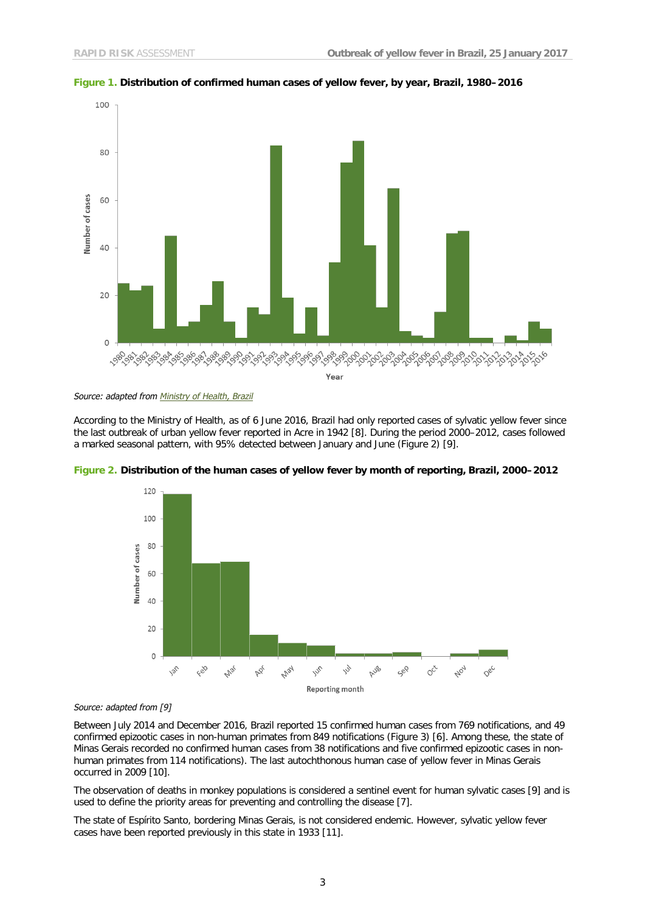**Figure 1. Distribution of confirmed human cases of yellow fever, by year, Brazil, 1980–2016**

*Source: adapted from Ministry of Health, Brazil*

According to the Ministry of Health, as of 6 June 2016, Brazil had only reported cases of sylvatic yellow fever since the last outbreak of urban yellow fever reported in Acre in 1942 [8]. During the period 2000–2012, cases followed a marked seasonal pattern, with 95% detected between January and June (Figure 2) [9].

**Figure 2. Distribution of the human cases of yellow fever by month of reporting, Brazil, 2000–2012**

*Source: adapted from [9]*

Between July 2014 and December 2016, Brazil reported 15 confirmed human cases from 769 notifications, and 49 confirmed epizootic cases in non-human primates from 849 notifications (Figure 3) [6]. Among these, the state of Minas Gerais recorded no confirmed human cases from 38 notifications and five confirmed epizootic cases in non-human primates from 114 notifications). The last autochthonous human case of yellow fever in Minas Gerais occurred in 2009 [10].

The observation of deaths in monkey populations is considered a sentinel event for human sylvatic cases [9] and is used to define the priority areas for preventing and controlling the disease [7].

The state of Espírito Santo, bordering Minas Gerais, is not considered endemic. However, sylvatic yellow fever cases have been reported previously in this state in 1933 [11].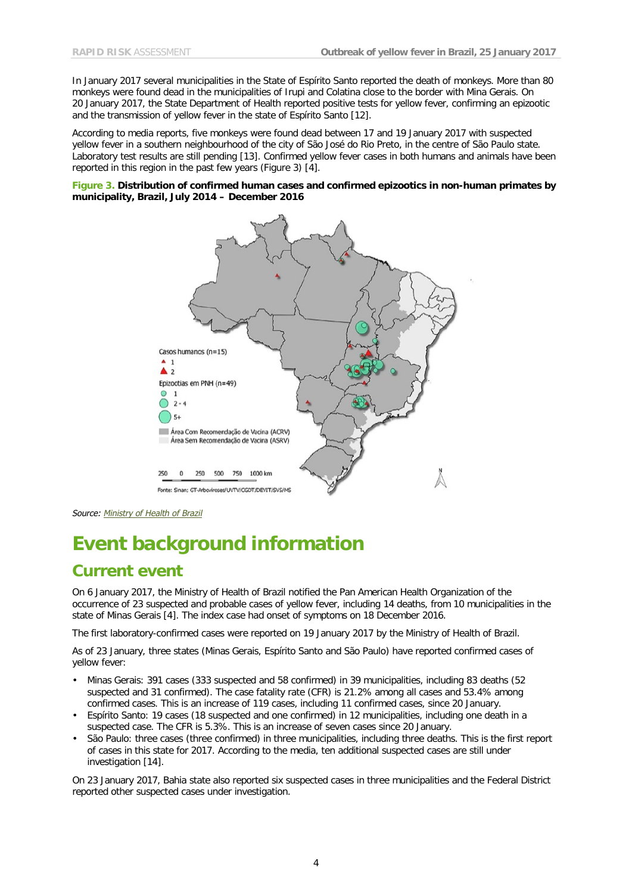In January 2017 several municipalities in the State of Espírito Santo reported the death of monkeys. More than 80 monkeys were found dead in the municipalities of Irupi and Colatina close to the border with Mina Gerais. On 20 January 2017, the State Department of Health reported positive tests for yellow fever, confirming an epizootic and the transmission of yellow fever in the state of Espírito Santo [12].

According to media reports, five monkeys were found dead between 17 and 19 January 2017 with suspected yellow fever in a southern neighbourhood of the city of São José do Rio Preto, in the centre of São Paulo state. Laboratory test results are still pending [13]. Confirmed yellow fever cases in both humans and animals have been reported in this region in the past few years (Figure 3) [4].

**Figure 3. Distribution of confirmed human cases and confirmed epizootics in non-human primates by municipality, Brazil, July 2014 – December 2016**

*Source: Ministry of Health of Brazil*

# Event background information

## Current event

On 6 January 2017, the Ministry of Health of Brazil notified the Pan American Health Organization of the occurrence of 23 suspected and probable cases of yellow fever, including 14 deaths, from 10 municipalities in the state of Minas Gerais [4]. The index case had onset of symptoms on 18 December 2016.

The first laboratory-confirmed cases were reported on 19 January 2017 by the Ministry of Health of Brazil.

As of 23 January, three states (Minas Gerais, Espírito Santo and São Paulo) have reported confirmed cases of yellow fever:

- Minas Gerais: 391 cases (333 suspected and 58 confirmed) in 39 municipalities, including 83 deaths (52 suspected and 31 confirmed). The case fatality rate (CFR) is 21.2% among all cases and 53.4% among confirmed cases. This is an increase of 119 cases, including 11 confirmed cases, since 20 January.
- Espírito Santo: 19 cases (18 suspected and one confirmed) in 12 municipalities, including one death in a suspected case. The CFR is 5.3%. This is an increase of seven cases since 20 January.
- São Paulo: three cases (three confirmed) in three municipalities, including three deaths. This is the first report of cases in this state for 2017. According to the media, ten additional suspected cases are still under investigation [14].

On 23 January 2017, Bahia state also reported six suspected cases in three municipalities and the Federal District reported other suspected cases under investigation.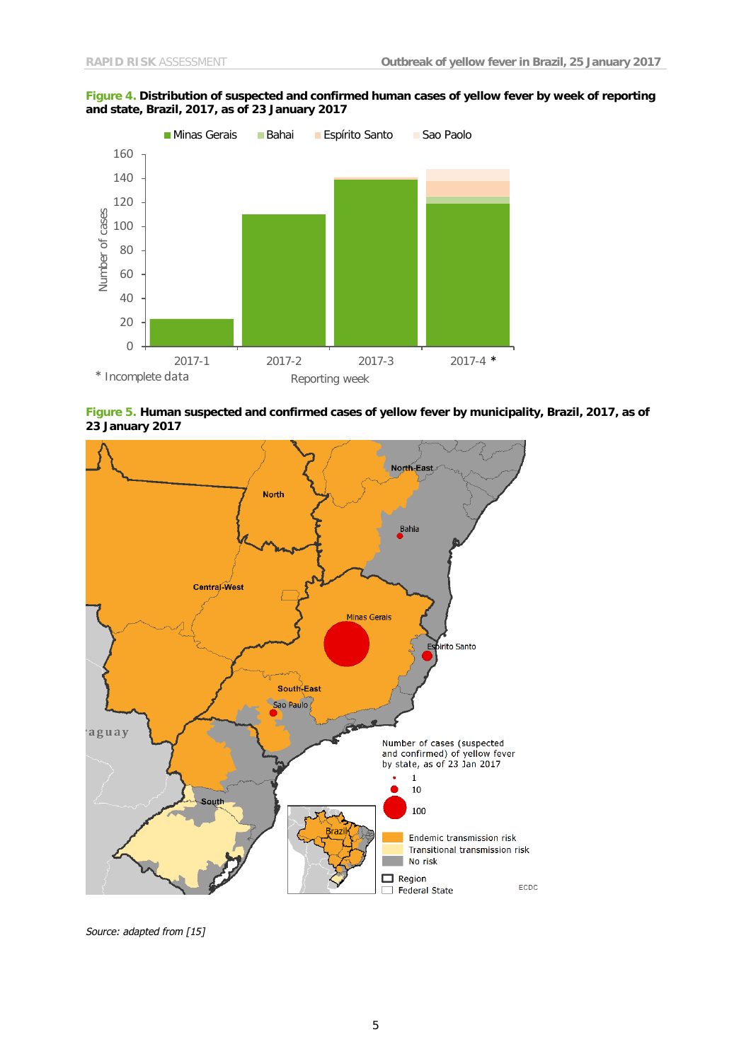**Figure 4.** **Distribution of suspected and confirmed human cases of yellow fever by week of reporting and state, Brazil, 2017, as of 23 January 2017**

**Figure 5.** **Human suspected and confirmed cases of yellow fever by municipality, Brazil, 2017, as of 23 January 2017**

*Source: adapted from [15]*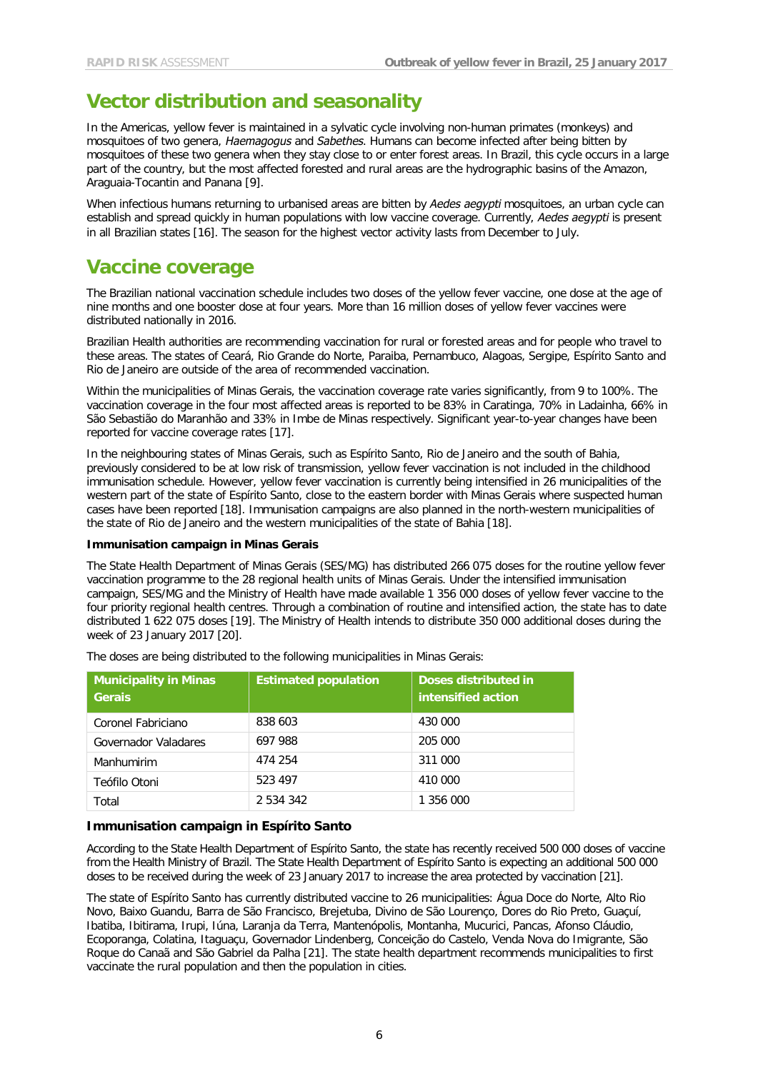## Vector distribution and seasonality

In the Americas, yellow fever is maintained in a sylvatic cycle involving non-human primates (monkeys) and mosquitoes of two genera, *Haemagogus* and *Sabethes*. Humans can become infected after being bitten by mosquitoes of these two genera when they stay close to or enter forest areas. In Brazil, this cycle occurs in a large part of the country, but the most affected forested and rural areas are the hydrographic basins of the Amazon, Araguaia-Tocantin and Panana [9].

When infectious humans returning to urbanised areas are bitten by *Aedes aegypti* mosquitoes, an urban cycle can establish and spread quickly in human populations with low vaccine coverage. Currently, *Aedes aegypti* is present in all Brazilian states [16]. The season for the highest vector activity lasts from December to July.

## Vaccine coverage

The Brazilian national vaccination schedule includes two doses of the yellow fever vaccine, one dose at the age of nine months and one booster dose at four years. More than 16 million doses of yellow fever vaccines were distributed nationally in 2016.

Brazilian Health authorities are recommending vaccination for rural or forested areas and for people who travel to these areas. The states of Ceará, Rio Grande do Norte, Paraiba, Pernambuco, Alagoas, Sergipe, Espírito Santo and Rio de Janeiro are outside of the area of recommended vaccination.

Within the municipalities of Minas Gerais, the vaccination coverage rate varies significantly, from 9 to 100%. The vaccination coverage in the four most affected areas is reported to be 83% in Caratinga, 70% in Ladainha, 66% in São Sebastião do Maranhão and 33% in Imbe de Minas respectively. Significant year-to-year changes have been reported for vaccine coverage rates [17].

In the neighbouring states of Minas Gerais, such as Espírito Santo, Rio de Janeiro and the south of Bahia, previously considered to be at low risk of transmission, yellow fever vaccination is not included in the childhood immunisation schedule. However, yellow fever vaccination is currently being intensified in 26 municipalities of the western part of the state of Espírito Santo, close to the eastern border with Minas Gerais where suspected human cases have been reported [18]. Immunisation campaigns are also planned in the north-western municipalities of the state of Rio de Janeiro and the western municipalities of the state of Bahia [18].

### Immunisation campaign in Minas Gerais

The State Health Department of Minas Gerais (SES/MG) has distributed 266 075 doses for the routine yellow fever vaccination programme to the 28 regional health units of Minas Gerais. Under the intensified immunisation campaign, SES/MG and the Ministry of Health have made available 1 356 000 doses of yellow fever vaccine to the four priority regional health centres. Through a combination of routine and intensified action, the state has to date distributed 1 622 075 doses [19]. The Ministry of Health intends to distribute 350 000 additional doses during the week of 23 January 2017 [20].

The doses are being distributed to the following municipalities in Minas Gerais:

| Municipality in Minas Gerais | Estimated population | Doses distributed in intensified action |
|---|---|---|
| Coronel Fabriciano | 838 603 | 430 000 |
| Governador Valadares | 697 988 | 205 000 |
| Manhumirim | 474 254 | 311 000 |
| Teófilo Otoni | 523 497 | 410 000 |
| Total | 2 534 342 | 1 356 000 |

### Immunisation campaign in Espírito Santo

According to the State Health Department of Espírito Santo, the state has recently received 500 000 doses of vaccine from the Health Ministry of Brazil. The State Health Department of Espírito Santo is expecting an additional 500 000 doses to be received during the week of 23 January 2017 to increase the area protected by vaccination [21].

The state of Espírito Santo has currently distributed vaccine to 26 municipalities: Água Doce do Norte, Alto Rio Novo, Baixo Guandu, Barra de São Francisco, Brejetuba, Divino de São Lourenço, Dores do Rio Preto, Guaçuí, Ibatiba, Ibitirama, Irupi, Iúna, Laranja da Terra, Mantenópolis, Montanha, Mucurici, Pancas, Afonso Cláudio, Ecoporanga, Colatina, Itaguaçu, Governador Lindenberg, Conceição do Castelo, Venda Nova do Imigrante, São Roque do Canaã and São Gabriel da Palha [21]. The state health department recommends municipalities to first vaccinate the rural population and then the population in cities.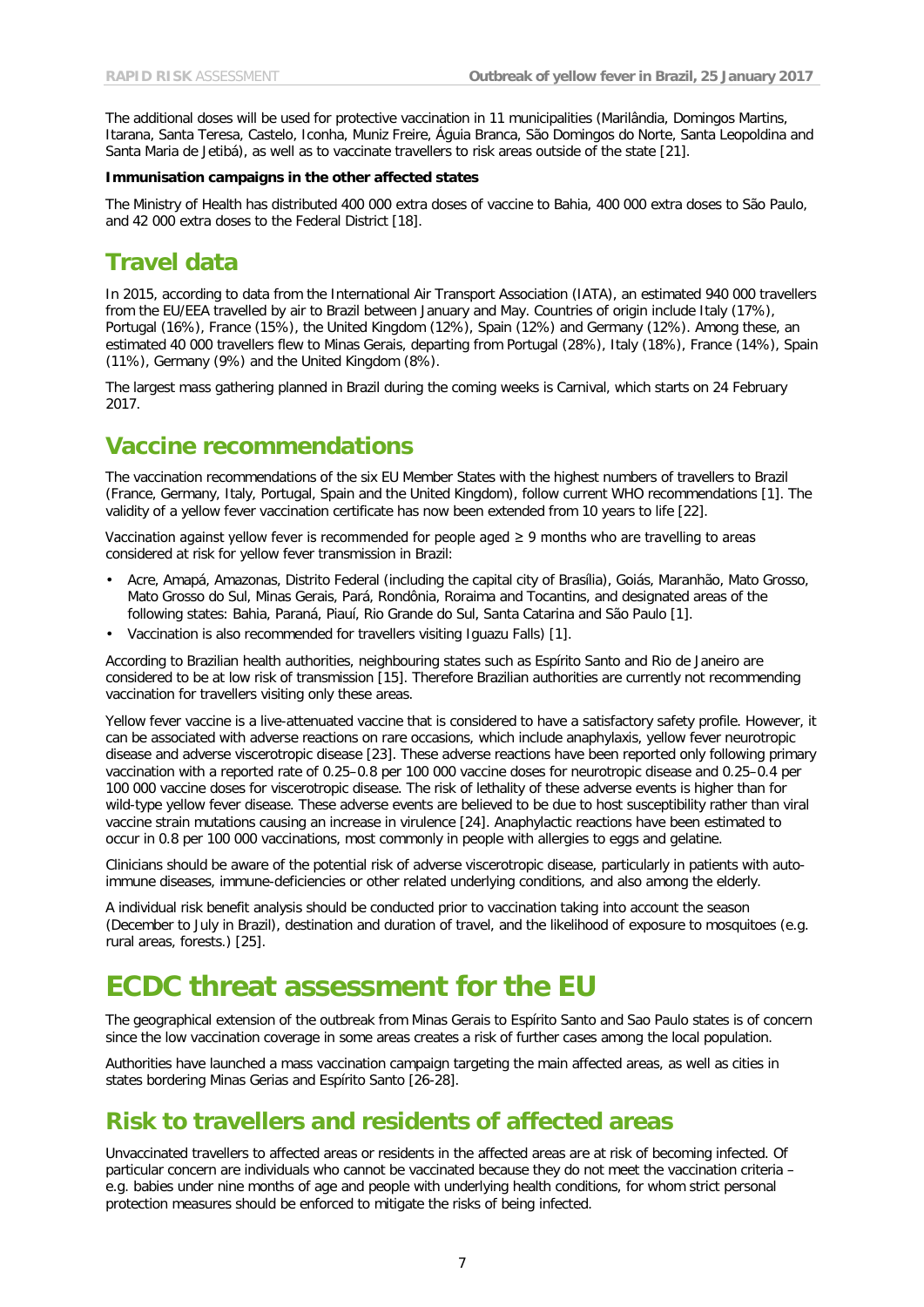The additional doses will be used for protective vaccination in 11 municipalities (Marilândia, Domingos Martins, Itarana, Santa Teresa, Castelo, Iconha, Muniz Freire, Águia Branca, São Domingos do Norte, Santa Leopoldina and Santa Maria de Jetibá), as well as to vaccinate travellers to risk areas outside of the state [21].

**Immunisation campaigns in the other affected states**

The Ministry of Health has distributed 400 000 extra doses of vaccine to Bahia, 400 000 extra doses to São Paulo, and 42 000 extra doses to the Federal District [18].

## Travel data

In 2015, according to data from the International Air Transport Association (IATA), an estimated 940 000 travellers from the EU/EEA travelled by air to Brazil between January and May. Countries of origin include Italy (17%), Portugal (16%), France (15%), the United Kingdom (12%), Spain (12%) and Germany (12%). Among these, an estimated 40 000 travellers flew to Minas Gerais, departing from Portugal (28%), Italy (18%), France (14%), Spain (11%), Germany (9%) and the United Kingdom (8%).

The largest mass gathering planned in Brazil during the coming weeks is Carnival, which starts on 24 February 2017.

## Vaccine recommendations

The vaccination recommendations of the six EU Member States with the highest numbers of travellers to Brazil (France, Germany, Italy, Portugal, Spain and the United Kingdom), follow current WHO recommendations [1]. The validity of a yellow fever vaccination certificate has now been extended from 10 years to life [22].

Vaccination against yellow fever is recommended for people aged ≥ 9 months who are travelling to areas considered at risk for yellow fever transmission in Brazil:

- Acre, Amapá, Amazonas, Distrito Federal (including the capital city of Brasília), Goiás, Maranhão, Mato Grosso, Mato Grosso do Sul, Minas Gerais, Pará, Rondônia, Roraima and Tocantins, and designated areas of the following states: Bahia, Paraná, Piauí, Rio Grande do Sul, Santa Catarina and São Paulo [1].
- Vaccination is also recommended for travellers visiting Iguazu Falls) [1].

According to Brazilian health authorities, neighbouring states such as Espírito Santo and Rio de Janeiro are considered to be at low risk of transmission [15]. Therefore Brazilian authorities are currently not recommending vaccination for travellers visiting only these areas.

Yellow fever vaccine is a live-attenuated vaccine that is considered to have a satisfactory safety profile. However, it can be associated with adverse reactions on rare occasions, which include anaphylaxis, yellow fever neurotropic disease and adverse viscerotropic disease [23]. These adverse reactions have been reported only following primary vaccination with a reported rate of 0.25–0.8 per 100 000 vaccine doses for neurotropic disease and 0.25–0.4 per 100 000 vaccine doses for viscerotropic disease. The risk of lethality of these adverse events is higher than for wild-type yellow fever disease. These adverse events are believed to be due to host susceptibility rather than viral vaccine strain mutations causing an increase in virulence [24]. Anaphylactic reactions have been estimated to occur in 0.8 per 100 000 vaccinations, most commonly in people with allergies to eggs and gelatine.

Clinicians should be aware of the potential risk of adverse viscerotropic disease, particularly in patients with auto-immune diseases, immune-deficiencies or other related underlying conditions, and also among the elderly.

A individual risk benefit analysis should be conducted prior to vaccination taking into account the season (December to July in Brazil), destination and duration of travel, and the likelihood of exposure to mosquitoes (e.g. rural areas, forests.) [25].

# ECDC threat assessment for the EU

The geographical extension of the outbreak from Minas Gerais to Espírito Santo and Sao Paulo states is of concern since the low vaccination coverage in some areas creates a risk of further cases among the local population.

Authorities have launched a mass vaccination campaign targeting the main affected areas, as well as cities in states bordering Minas Gerias and Espírito Santo [26-28].

## Risk to travellers and residents of affected areas

Unvaccinated travellers to affected areas or residents in the affected areas are at risk of becoming infected. Of particular concern are individuals who cannot be vaccinated because they do not meet the vaccination criteria – e.g. babies under nine months of age and people with underlying health conditions, for whom strict personal protection measures should be enforced to mitigate the risks of being infected.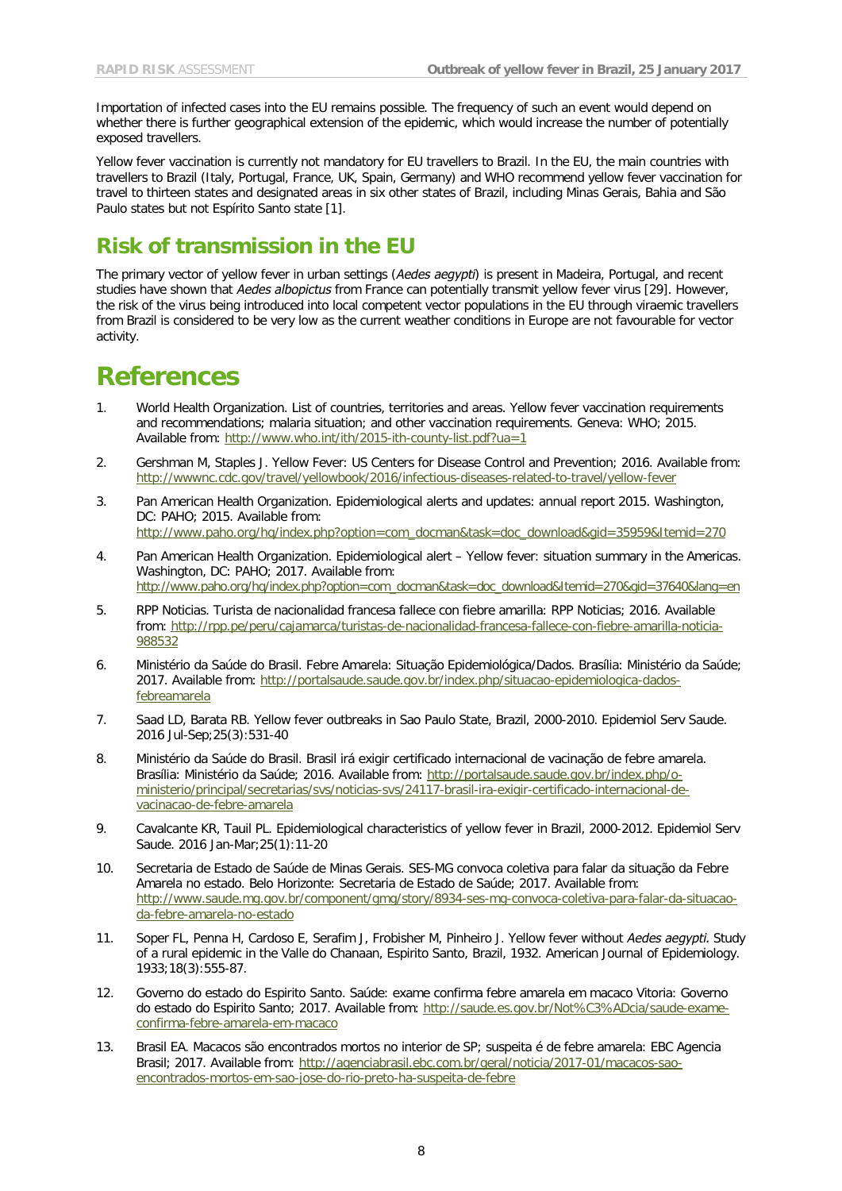Importation of infected cases into the EU remains possible. The frequency of such an event would depend on whether there is further geographical extension of the epidemic, which would increase the number of potentially exposed travellers.

Yellow fever vaccination is currently not mandatory for EU travellers to Brazil. In the EU, the main countries with travellers to Brazil (Italy, Portugal, France, UK, Spain, Germany) and WHO recommend yellow fever vaccination for travel to thirteen states and designated areas in six other states of Brazil, including Minas Gerais, Bahia and São Paulo states but not Espírito Santo state [1].

## Risk of transmission in the EU

The primary vector of yellow fever in urban settings (*Aedes aegypti*) is present in Madeira, Portugal, and recent studies have shown that *Aedes albopictus* from France can potentially transmit yellow fever virus [29]. However, the risk of the virus being introduced into local competent vector populations in the EU through viraemic travellers from Brazil is considered to be very low as the current weather conditions in Europe are not favourable for vector activity.

# References

1. World Health Organization. List of countries, territories and areas. Yellow fever vaccination requirements and recommendations; malaria situation; and other vaccination requirements. Geneva: WHO; 2015. Available from: http://www.who.int/ith/2015-ith-county-list.pdf?ua=1
2. Gershman M, Staples J. Yellow Fever: US Centers for Disease Control and Prevention; 2016. Available from: http://wwwnc.cdc.gov/travel/yellowbook/2016/infectious-diseases-related-to-travel/yellow-fever
3. Pan American Health Organization. Epidemiological alerts and updates: annual report 2015. Washington, DC: PAHO; 2015. Available from: http://www.paho.org/hq/index.php?option=com_docman&task=doc_download&gid=35959&Itemid=270
4. Pan American Health Organization. Epidemiological alert – Yellow fever: situation summary in the Americas. Washington, DC: PAHO; 2017. Available from: http://www.paho.org/hq/index.php?option=com_docman&task=doc_download&Itemid=270&gid=37640&lang=en
5. RPP Noticias. Turista de nacionalidad francesa fallece con fiebre amarilla: RPP Noticias; 2016. Available from: http://rpp.pe/peru/cajamarca/turistas-de-nacionalidad-francesa-fallece-con-fiebre-amarilla-noticia-988532
6. Ministério da Saúde do Brasil. Febre Amarela: Situação Epidemiológica/Dados. Brasília: Ministério da Saúde; 2017. Available from: http://portalsaude.saude.gov.br/index.php/situacao-epidemiologica-dados-febreamarela
7. Saad LD, Barata RB. Yellow fever outbreaks in Sao Paulo State, Brazil, 2000-2010. Epidemiol Serv Saude. 2016 Jul-Sep;25(3):531-40
8. Ministério da Saúde do Brasil. Brasil irá exigir certificado internacional de vacinação de febre amarela. Brasília: Ministério da Saúde; 2016. Available from: http://portalsaude.saude.gov.br/index.php/o-ministerio/principal/secretarias/svs/noticias-svs/24117-brasil-ira-exigir-certificado-internacional-de-vacinacao-de-febre-amarela
9. Cavalcante KR, Tauil PL. Epidemiological characteristics of yellow fever in Brazil, 2000-2012. Epidemiol Serv Saude. 2016 Jan-Mar;25(1):11-20
10. Secretaria de Estado de Saúde de Minas Gerais. SES-MG convoca coletiva para falar da situação da Febre Amarela no estado. Belo Horizonte: Secretaria de Estado de Saúde; 2017. Available from: http://www.saude.mg.gov.br/component/gmg/story/8934-ses-mg-convoca-coletiva-para-falar-da-situacao-da-febre-amarela-no-estado
11. Soper FL, Penna H, Cardoso E, Serafim J, Frobisher M, Pinheiro J. Yellow fever without *Aedes aegypti*. Study of a rural epidemic in the Valle do Chanaan, Espirito Santo, Brazil, 1932. American Journal of Epidemiology. 1933;18(3):555-87.
12. Governo do estado do Espirito Santo. Saúde: exame confirma febre amarela em macaco Vitoria: Governo do estado do Espirito Santo; 2017. Available from: http://saude.es.gov.br/Not%C3%ADcia/saude-exame-confirma-febre-amarela-em-macaco
13. Brasil EA. Macacos são encontrados mortos no interior de SP; suspeita é de febre amarela: EBC Agencia Brasil; 2017. Available from: http://agenciabrasil.ebc.com.br/geral/noticia/2017-01/macacos-sao-encontrados-mortos-em-sao-jose-do-rio-preto-ha-suspeita-de-febre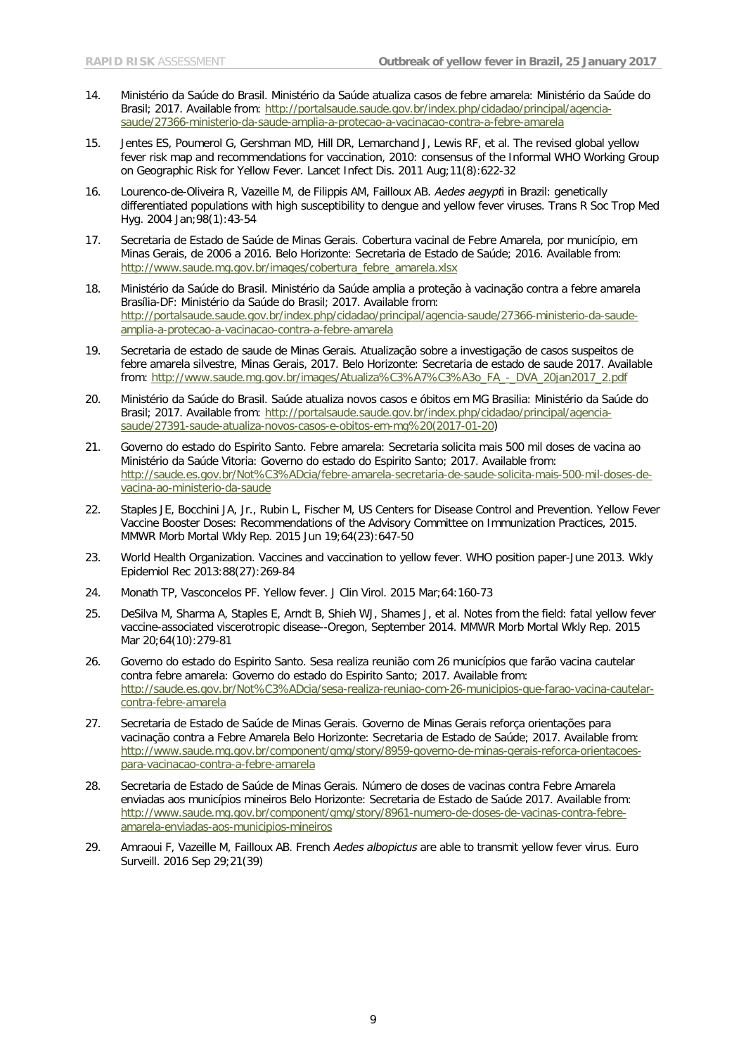14. Ministério da Saúde do Brasil. Ministério da Saúde atualiza casos de febre amarela: Ministério da Saúde do Brasil; 2017. Available from: http://portalsaude.saude.gov.br/index.php/cidadao/principal/agencia-saude/27366-ministerio-da-saude-amplia-a-protecao-a-vacinacao-contra-a-febre-amarela

15. Jentes ES, Poumerol G, Gershman MD, Hill DR, Lemarchand J, Lewis RF, et al. The revised global yellow fever risk map and recommendations for vaccination, 2010: consensus of the Informal WHO Working Group on Geographic Risk for Yellow Fever. Lancet Infect Dis. 2011 Aug;11(8):622-32

16. Lourenco-de-Oliveira R, Vazeille M, de Filippis AM, Failloux AB. *Aedes aegypti* in Brazil: genetically differentiated populations with high susceptibility to dengue and yellow fever viruses. Trans R Soc Trop Med Hyg. 2004 Jan;98(1):43-54

17. Secretaria de Estado de Saúde de Minas Gerais. Cobertura vacinal de Febre Amarela, por município, em Minas Gerais, de 2006 a 2016. Belo Horizonte: Secretaria de Estado de Saúde; 2016. Available from: http://www.saude.mg.gov.br/images/cobertura_febre_amarela.xlsx

18. Ministério da Saúde do Brasil. Ministério da Saúde amplia a proteção à vacinação contra a febre amarela Brasília-DF: Ministério da Saúde do Brasil; 2017. Available from: http://portalsaude.saude.gov.br/index.php/cidadao/principal/agencia-saude/27366-ministerio-da-saude-amplia-a-protecao-a-vacinacao-contra-a-febre-amarela

19. Secretaria de estado de saude de Minas Gerais. Atualização sobre a investigação de casos suspeitos de febre amarela silvestre, Minas Gerais, 2017. Belo Horizonte: Secretaria de estado de saude 2017. Available from: http://www.saude.mg.gov.br/images/Atualiza%C3%A7%C3%A3o_FA_-_DVA_20jan2017_2.pdf

20. Ministério da Saúde do Brasil. Saúde atualiza novos casos e óbitos em MG Brasilia: Ministério da Saúde do Brasil; 2017. Available from: http://portalsaude.saude.gov.br/index.php/cidadao/principal/agencia-saude/27391-saude-atualiza-novos-casos-e-obitos-em-mg%20(2017-01-20)

21. Governo do estado do Espirito Santo. Febre amarela: Secretaria solicita mais 500 mil doses de vacina ao Ministério da Saúde Vitoria: Governo do estado do Espirito Santo; 2017. Available from: http://saude.es.gov.br/Not%C3%ADcia/febre-amarela-secretaria-de-saude-solicita-mais-500-mil-doses-de-vacina-ao-ministerio-da-saude

22. Staples JE, Bocchini JA, Jr., Rubin L, Fischer M, US Centers for Disease Control and Prevention. Yellow Fever Vaccine Booster Doses: Recommendations of the Advisory Committee on Immunization Practices, 2015. MMWR Morb Mortal Wkly Rep. 2015 Jun 19;64(23):647-50

23. World Health Organization. Vaccines and vaccination to yellow fever. WHO position paper-June 2013. Wkly Epidemiol Rec 2013:88(27):269-84

24. Monath TP, Vasconcelos PF. Yellow fever. J Clin Virol. 2015 Mar;64:160-73

25. DeSilva M, Sharma A, Staples E, Arndt B, Shieh WJ, Shames J, et al. Notes from the field: fatal yellow fever vaccine-associated viscerotropic disease--Oregon, September 2014. MMWR Morb Mortal Wkly Rep. 2015 Mar 20;64(10):279-81

26. Governo do estado do Espirito Santo. Sesa realiza reunião com 26 municípios que farão vacina cautelar contra febre amarela: Governo do estado do Espirito Santo; 2017. Available from: http://saude.es.gov.br/Not%C3%ADcia/sesa-realiza-reuniao-com-26-municipios-que-farao-vacina-cautelar-contra-febre-amarela

27. Secretaria de Estado de Saúde de Minas Gerais. Governo de Minas Gerais reforça orientações para vacinação contra a Febre Amarela Belo Horizonte: Secretaria de Estado de Saúde; 2017. Available from: http://www.saude.mg.gov.br/component/gmg/story/8959-governo-de-minas-gerais-reforca-orientacoes-para-vacinacao-contra-a-febre-amarela

28. Secretaria de Estado de Saúde de Minas Gerais. Número de doses de vacinas contra Febre Amarela enviadas aos municípios mineiros Belo Horizonte: Secretaria de Estado de Saúde 2017. Available from: http://www.saude.mg.gov.br/component/gmg/story/8961-numero-de-doses-de-vacinas-contra-febre-amarela-enviadas-aos-municipios-mineiros

29. Amraoui F, Vazeille M, Failloux AB. French *Aedes albopictus* are able to transmit yellow fever virus. Euro Surveill. 2016 Sep 29;21(39)